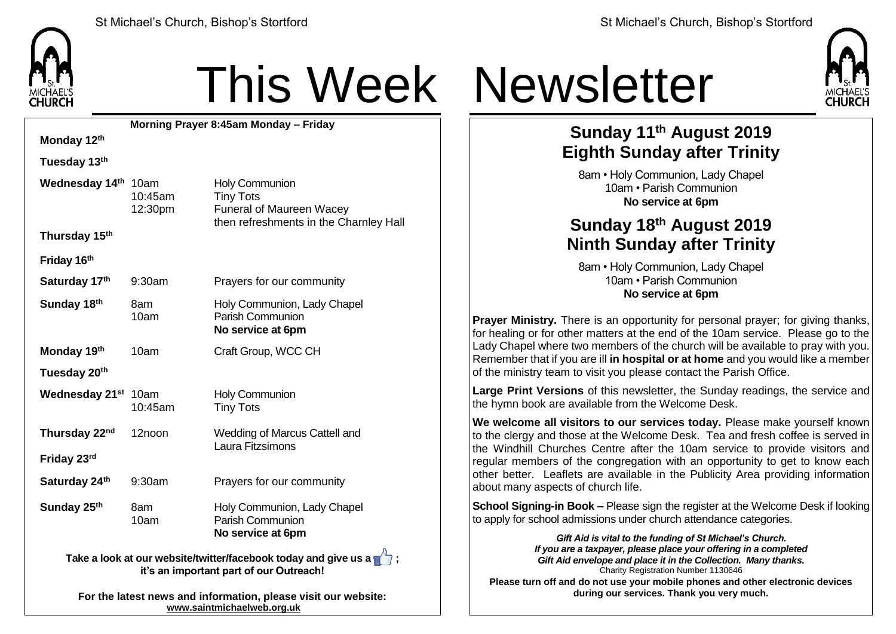# This Week Newsletter

**Morning Prayer 8:45am Monday – Friday**

| Day | Time | Event |
|---|---|---|
| **Monday 12th** | | |
| **Tuesday 13th** | | |
| **Wednesday 14th** | 10am | Holy Communion |
| | 10:45am | Tiny Tots |
| | 12:30pm | Funeral of Maureen Wacey then refreshments in the Charnley Hall |
| **Thursday 15th** | | |
| **Friday 16th** | | |
| **Saturday 17th** | 9:30am | Prayers for our community |
| **Sunday 18th** | 8am | Holy Communion, Lady Chapel |
| | 10am | Parish Communion |
| | | **No service at 6pm** |
| **Monday 19th** | 10am | Craft Group, WCC CH |
| **Tuesday 20th** | | |
| **Wednesday 21st** | 10am | Holy Communion |
| | 10:45am | Tiny Tots |
| **Thursday 22nd** | 12noon | Wedding of Marcus Cattell and Laura Fitzsimons |
| **Friday 23rd** | | |
| **Saturday 24th** | 9:30am | Prayers for our community |
| **Sunday 25th** | 8am | Holy Communion, Lady Chapel |
| | 10am | Parish Communion |
| | | **No service at 6pm** |

**Take a look at our website/twitter/facebook today and give us a 👍 ; it's an important part of our Outreach!**

**For the latest news and information, please visit our website:** **www.saintmichaelweb.org.uk**

## Sunday 11th August 2019
## Eighth Sunday after Trinity

8am • Holy Communion, Lady Chapel
10am • Parish Communion
**No service at 6pm**

## Sunday 18th August 2019
## Ninth Sunday after Trinity

8am • Holy Communion, Lady Chapel
10am • Parish Communion
**No service at 6pm**

**Prayer Ministry.** There is an opportunity for personal prayer; for giving thanks, for healing or for other matters at the end of the 10am service. Please go to the Lady Chapel where two members of the church will be available to pray with you. Remember that if you are ill **in hospital or at home** and you would like a member of the ministry team to visit you please contact the Parish Office.

**Large Print Versions** of this newsletter, the Sunday readings, the service and the hymn book are available from the Welcome Desk.

**We welcome all visitors to our services today.** Please make yourself known to the clergy and those at the Welcome Desk. Tea and fresh coffee is served in the Windhill Churches Centre after the 10am service to provide visitors and regular members of the congregation with an opportunity to get to know each other better. Leaflets are available in the Publicity Area providing information about many aspects of church life.

**School Signing-in Book –** Please sign the register at the Welcome Desk if looking to apply for school admissions under church attendance categories.

***Gift Aid is vital to the funding of St Michael's Church. If you are a taxpayer, please place your offering in a completed Gift Aid envelope and place it in the Collection. Many thanks.***
Charity Registration Number 1130646

**Please turn off and do not use your mobile phones and other electronic devices during our services. Thank you very much.**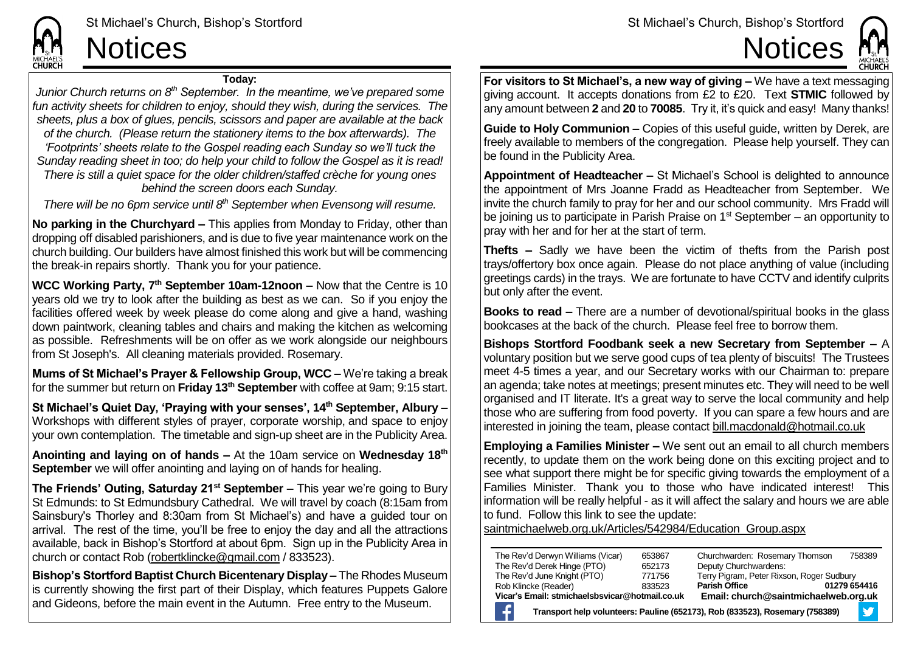# Notices

**Today:**

*Junior Church returns on 8th September. In the meantime, we've prepared some fun activity sheets for children to enjoy, should they wish, during the services. The sheets, plus a box of glues, pencils, scissors and paper are available at the back of the church. (Please return the stationery items to the box afterwards). The 'Footprints' sheets relate to the Gospel reading each Sunday so we'll tuck the Sunday reading sheet in too; do help your child to follow the Gospel as it is read! There is still a quiet space for the older children/staffed crèche for young ones behind the screen doors each Sunday.*

*There will be no 6pm service until 8th September when Evensong will resume.*

**No parking in the Churchyard –** This applies from Monday to Friday, other than dropping off disabled parishioners, and is due to five year maintenance work on the church building. Our builders have almost finished this work but will be commencing the break-in repairs shortly. Thank you for your patience.

**WCC Working Party, 7th September 10am-12noon –** Now that the Centre is 10 years old we try to look after the building as best as we can. So if you enjoy the facilities offered week by week please do come along and give a hand, washing down paintwork, cleaning tables and chairs and making the kitchen as welcoming as possible. Refreshments will be on offer as we work alongside our neighbours from St Joseph's. All cleaning materials provided. Rosemary.

**Mums of St Michael's Prayer & Fellowship Group, WCC –** We're taking a break for the summer but return on **Friday 13th September** with coffee at 9am; 9:15 start.

**St Michael's Quiet Day, 'Praying with your senses', 14th September, Albury –** Workshops with different styles of prayer, corporate worship, and space to enjoy your own contemplation. The timetable and sign-up sheet are in the Publicity Area.

**Anointing and laying on of hands –** At the 10am service on **Wednesday 18th September** we will offer anointing and laying on of hands for healing.

**The Friends' Outing, Saturday 21st September –** This year we're going to Bury St Edmunds: to St Edmundsbury Cathedral. We will travel by coach (8:15am from Sainsbury's Thorley and 8:30am from St Michael's) and have a guided tour on arrival. The rest of the time, you'll be free to enjoy the day and all the attractions available, back in Bishop's Stortford at about 6pm. Sign up in the Publicity Area in church or contact Rob (robertklincke@gmail.com / 833523).

**Bishop's Stortford Baptist Church Bicentenary Display –** The Rhodes Museum is currently showing the first part of their Display, which features Puppets Galore and Gideons, before the main event in the Autumn. Free entry to the Museum.

**For visitors to St Michael's, a new way of giving –** We have a text messaging giving account. It accepts donations from £2 to £20. Text **STMIC** followed by any amount between **2** and **20** to **70085**. Try it, it's quick and easy! Many thanks!

**Guide to Holy Communion –** Copies of this useful guide, written by Derek, are freely available to members of the congregation. Please help yourself. They can be found in the Publicity Area.

**Appointment of Headteacher –** St Michael's School is delighted to announce the appointment of Mrs Joanne Fradd as Headteacher from September. We invite the church family to pray for her and our school community. Mrs Fradd will be joining us to participate in Parish Praise on 1st September – an opportunity to pray with her and for her at the start of term.

**Thefts –** Sadly we have been the victim of thefts from the Parish post trays/offertory box once again. Please do not place anything of value (including greetings cards) in the trays. We are fortunate to have CCTV and identify culprits but only after the event.

**Books to read –** There are a number of devotional/spiritual books in the glass bookcases at the back of the church. Please feel free to borrow them.

**Bishops Stortford Foodbank seek a new Secretary from September –** A voluntary position but we serve good cups of tea plenty of biscuits! The Trustees meet 4-5 times a year, and our Secretary works with our Chairman to: prepare an agenda; take notes at meetings; present minutes etc. They will need to be well organised and IT literate. It's a great way to serve the local community and help those who are suffering from food poverty. If you can spare a few hours and are interested in joining the team, please contact bill.macdonald@hotmail.co.uk

**Employing a Families Minister –** We sent out an email to all church members recently, to update them on the work being done on this exciting project and to see what support there might be for specific giving towards the employment of a Families Minister. Thank you to those who have indicated interest! This information will be really helpful - as it will affect the salary and hours we are able to fund. Follow this link to see the update:
saintmichaelweb.org.uk/Articles/542984/Education_Group.aspx

| | | | |
|---|---|---|---|
| The Rev'd Derwyn Williams (Vicar) | 653867 | Churchwarden: Rosemary Thomson | 758389 |
| The Rev'd Derek Hinge (PTO) | 652173 | Deputy Churchwardens: | |
| The Rev'd June Knight (PTO) | 771756 | Terry Pigram, Peter Rixson, Roger Sudbury | |
| Rob Klincke (Reader) | 833523 | **Parish Office** | **01279 654416** |
| **Vicar's Email: stmichaelsbsvicar@hotmail.co.uk** | | **Email: church@saintmichaelweb.org.uk** | |

**Transport help volunteers: Pauline (652173), Rob (833523), Rosemary (758389)**